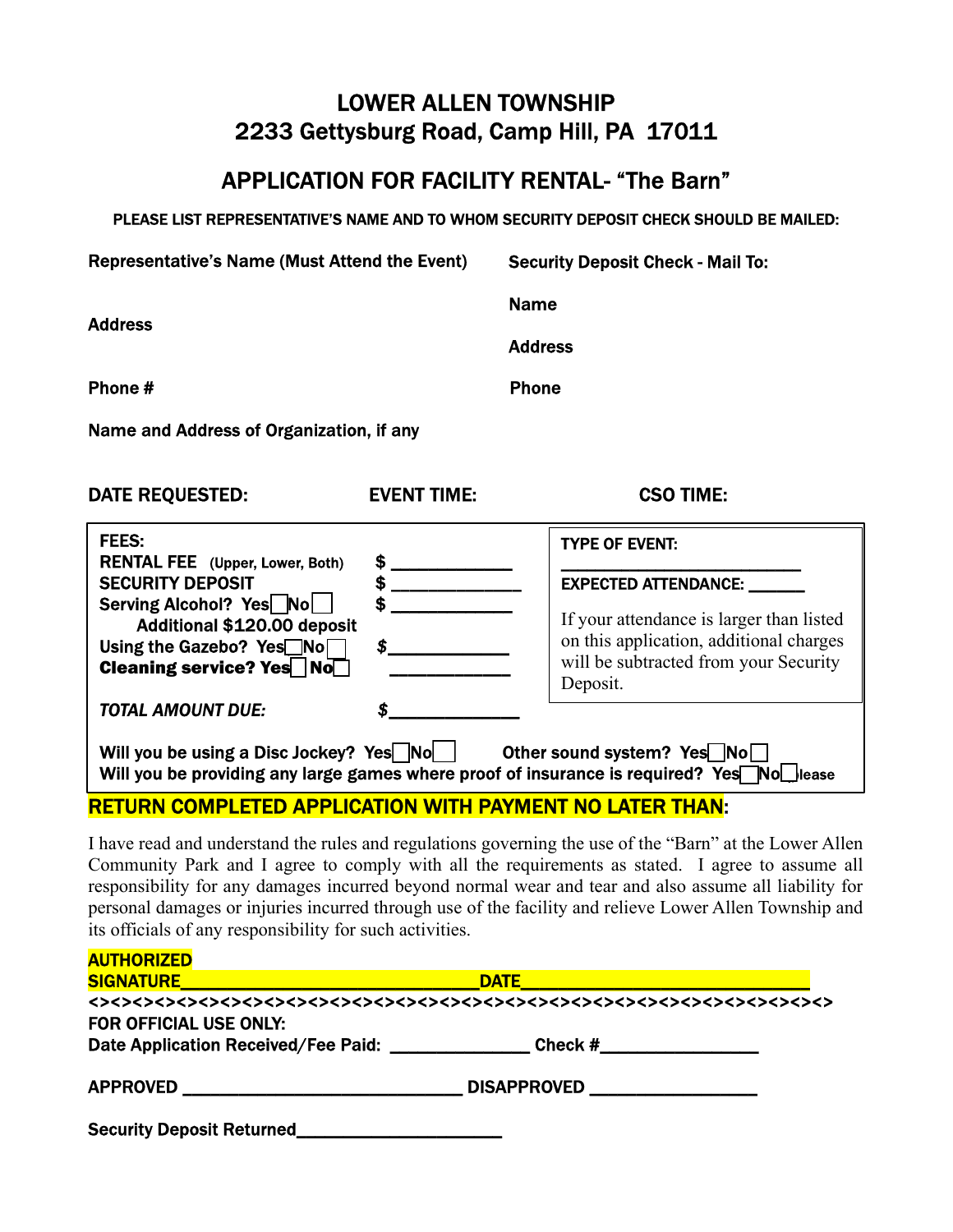# LOWER ALLEN TOWNSHIP
# 2233 Gettysburg Road, Camp Hill, PA 17011

## APPLICATION FOR FACILITY RENTAL- "The Barn"

**PLEASE LIST REPRESENTATIVE'S NAME AND TO WHOM SECURITY DEPOSIT CHECK SHOULD BE MAILED:**

**Representative's Name (Must Attend the Event)**

**Address**

**Phone #**

**Security Deposit Check - Mail To:**

**Name**

**Address**

**Phone**

**Name and Address of Organization, if any**

**DATE REQUESTED:** **EVENT TIME:** **CSO TIME:**

**FEES:**

**RENTAL FEE** (Upper, Lower, Both) $ ____________

**SECURITY DEPOSIT** $ ____________

**Serving Alcohol?** Yes ☐ No ☐ $ ____________

**Additional $120.00 deposit**

**Using the Gazebo?** Yes ☐ No ☐ $____________

**Cleaning service?** Yes ☐ No ☐ ____________

***TOTAL AMOUNT DUE:*** $____________

**TYPE OF EVENT:**

________________________

**EXPECTED ATTENDANCE:** ______

If your attendance is larger than listed on this application, additional charges will be subtracted from your Security Deposit.

**Will you be using a Disc Jockey?** Yes ☐ No ☐ **Other sound system?** Yes ☐ No ☐

**Will you be providing any large games where proof of insurance is required?** Yes ☐ No ☐ please

**RETURN COMPLETED APPLICATION WITH PAYMENT NO LATER THAN:**

I have read and understand the rules and regulations governing the use of the "Barn" at the Lower Allen Community Park and I agree to comply with all the requirements as stated. I agree to assume all responsibility for any damages incurred beyond normal wear and tear and also assume all liability for personal damages or injuries incurred through use of the facility and relieve Lower Allen Township and its officials of any responsibility for such activities.

**AUTHORIZED SIGNATURE**________________________________ **DATE**______________________________

<><><><><><><><><><><><><><><><><><><><><><><><><><><><><><><><><><><><><>

**FOR OFFICIAL USE ONLY:**

**Date Application Received/Fee Paid:** ______________ **Check #**________________

**APPROVED** ______________________________ **DISAPPROVED** _________________

**Security Deposit Returned**_____________________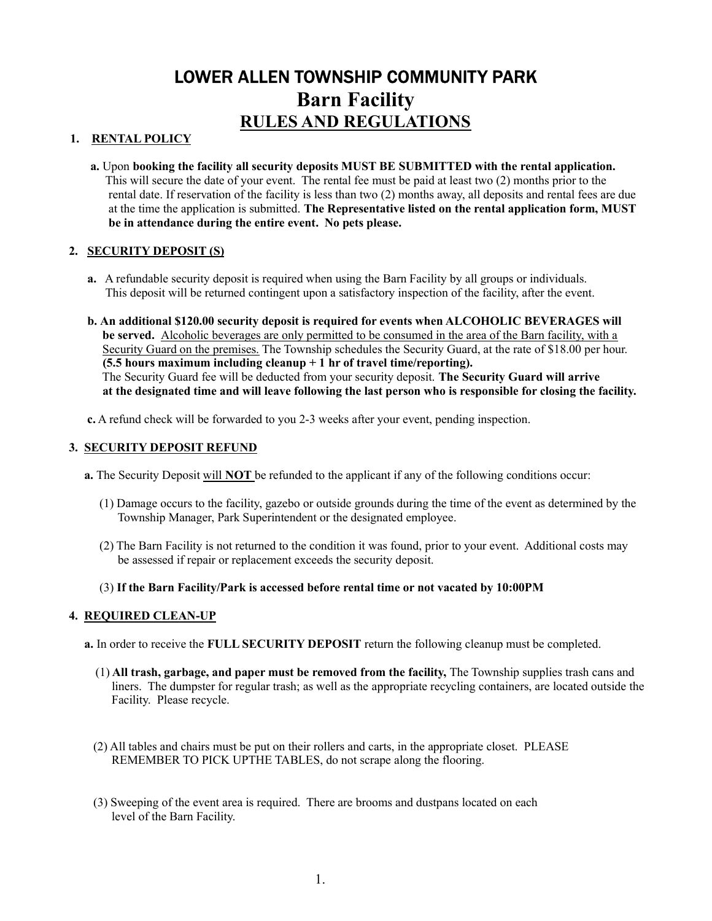# LOWER ALLEN TOWNSHIP COMMUNITY PARK

# Barn Facility

## RULES AND REGULATIONS

### 1. RENTAL POLICY

**a.** Upon **booking the facility all security deposits MUST BE SUBMITTED with the rental application.** This will secure the date of your event. The rental fee must be paid at least two (2) months prior to the rental date. If reservation of the facility is less than two (2) months away, all deposits and rental fees are due at the time the application is submitted. **The Representative listed on the rental application form, MUST be in attendance during the entire event. No pets please.**

### 2. SECURITY DEPOSIT (S)

**a.** A refundable security deposit is required when using the Barn Facility by all groups or individuals. This deposit will be returned contingent upon a satisfactory inspection of the facility, after the event.

**b. An additional $120.00 security deposit is required for events when ALCOHOLIC BEVERAGES will be served.** Alcoholic beverages are only permitted to be consumed in the area of the Barn facility, with a Security Guard on the premises. The Township schedules the Security Guard, at the rate of $18.00 per hour. **(5.5 hours maximum including cleanup + 1 hr of travel time/reporting).** The Security Guard fee will be deducted from your security deposit. **The Security Guard will arrive at the designated time and will leave following the last person who is responsible for closing the facility.**

**c.** A refund check will be forwarded to you 2-3 weeks after your event, pending inspection.

### 3. SECURITY DEPOSIT REFUND

**a.** The Security Deposit will **NOT** be refunded to the applicant if any of the following conditions occur:

(1) Damage occurs to the facility, gazebo or outside grounds during the time of the event as determined by the Township Manager, Park Superintendent or the designated employee.

(2) The Barn Facility is not returned to the condition it was found, prior to your event. Additional costs may be assessed if repair or replacement exceeds the security deposit.

(3) **If the Barn Facility/Park is accessed before rental time or not vacated by 10:00PM**

### 4. REQUIRED CLEAN-UP

**a.** In order to receive the **FULL SECURITY DEPOSIT** return the following cleanup must be completed.

(1) **All trash, garbage, and paper must be removed from the facility,** The Township supplies trash cans and liners. The dumpster for regular trash; as well as the appropriate recycling containers, are located outside the Facility. Please recycle.

(2) All tables and chairs must be put on their rollers and carts, in the appropriate closet. PLEASE REMEMBER TO PICK UPTHE TABLES, do not scrape along the flooring.

(3) Sweeping of the event area is required. There are brooms and dustpans located on each level of the Barn Facility.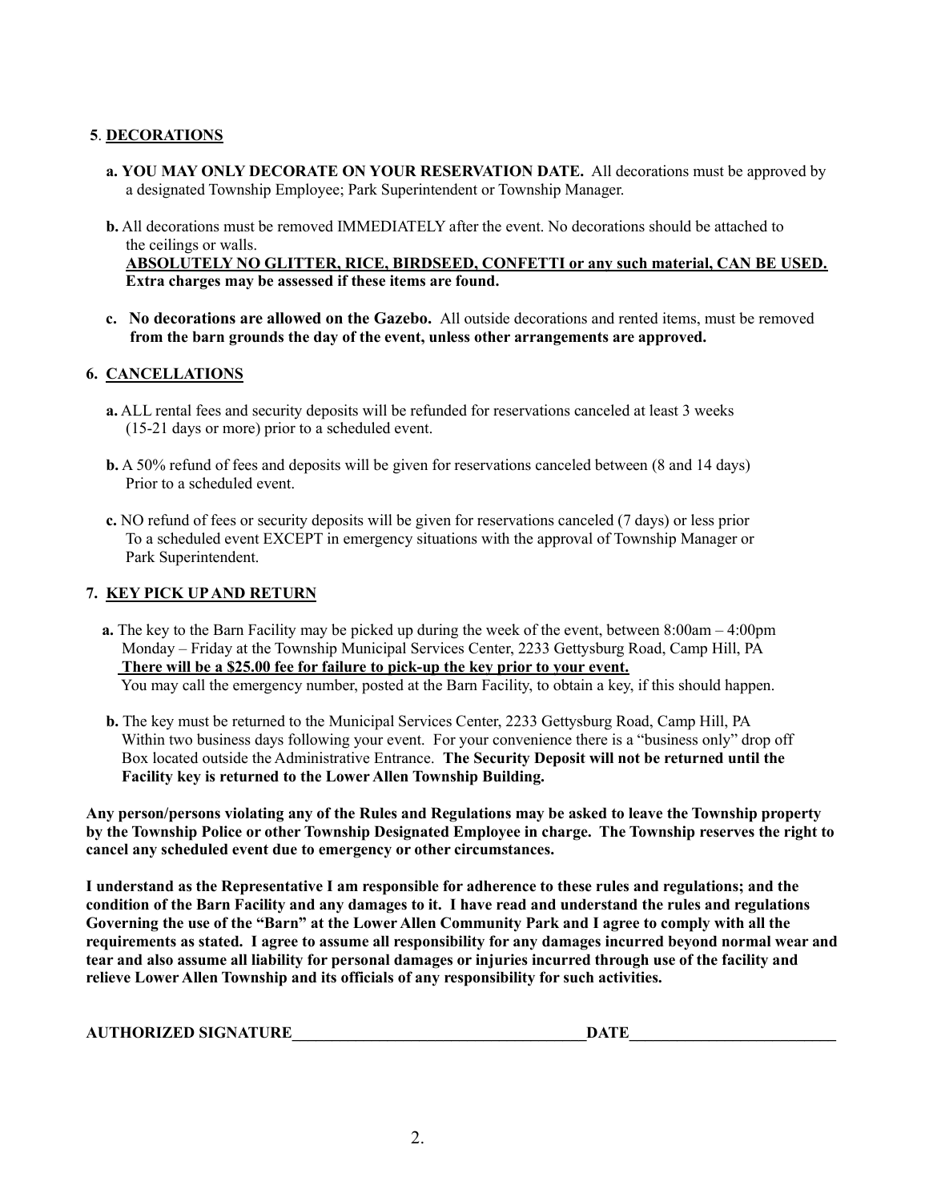**5**. **DECORATIONS**

**a. YOU MAY ONLY DECORATE ON YOUR RESERVATION DATE.** All decorations must be approved by a designated Township Employee; Park Superintendent or Township Manager.

**b.** All decorations must be removed IMMEDIATELY after the event. No decorations should be attached to the ceilings or walls.
**ABSOLUTELY NO GLITTER, RICE, BIRDSEED, CONFETTI or any such material, CAN BE USED. Extra charges may be assessed if these items are found.**

**c. No decorations are allowed on the Gazebo.** All outside decorations and rented items, must be removed **from the barn grounds the day of the event, unless other arrangements are approved.**

**6. CANCELLATIONS**

**a.** ALL rental fees and security deposits will be refunded for reservations canceled at least 3 weeks (15-21 days or more) prior to a scheduled event.

**b.** A 50% refund of fees and deposits will be given for reservations canceled between (8 and 14 days) Prior to a scheduled event.

**c.** NO refund of fees or security deposits will be given for reservations canceled (7 days) or less prior To a scheduled event EXCEPT in emergency situations with the approval of Township Manager or Park Superintendent.

**7. KEY PICK UP AND RETURN**

**a.** The key to the Barn Facility may be picked up during the week of the event, between 8:00am – 4:00pm Monday – Friday at the Township Municipal Services Center, 2233 Gettysburg Road, Camp Hill, PA
**There will be a $25.00 fee for failure to pick-up the key prior to your event.**
You may call the emergency number, posted at the Barn Facility, to obtain a key, if this should happen.

**b.** The key must be returned to the Municipal Services Center, 2233 Gettysburg Road, Camp Hill, PA Within two business days following your event. For your convenience there is a "business only" drop off Box located outside the Administrative Entrance. **The Security Deposit will not be returned until the Facility key is returned to the Lower Allen Township Building.**

**Any person/persons violating any of the Rules and Regulations may be asked to leave the Township property by the Township Police or other Township Designated Employee in charge. The Township reserves the right to cancel any scheduled event due to emergency or other circumstances.**

**I understand as the Representative I am responsible for adherence to these rules and regulations; and the condition of the Barn Facility and any damages to it. I have read and understand the rules and regulations Governing the use of the "Barn" at the Lower Allen Community Park and I agree to comply with all the requirements as stated. I agree to assume all responsibility for any damages incurred beyond normal wear and tear and also assume all liability for personal damages or injuries incurred through use of the facility and relieve Lower Allen Township and its officials of any responsibility for such activities.**

**AUTHORIZED SIGNATURE**\_\_\_\_\_\_\_\_\_\_\_\_\_\_\_\_\_\_\_\_\_\_\_\_\_\_\_\_\_\_\_\_\_\_\_\_\_\_**DATE**\_\_\_\_\_\_\_\_\_\_\_\_\_\_\_\_\_\_\_\_\_\_\_\_\_\_